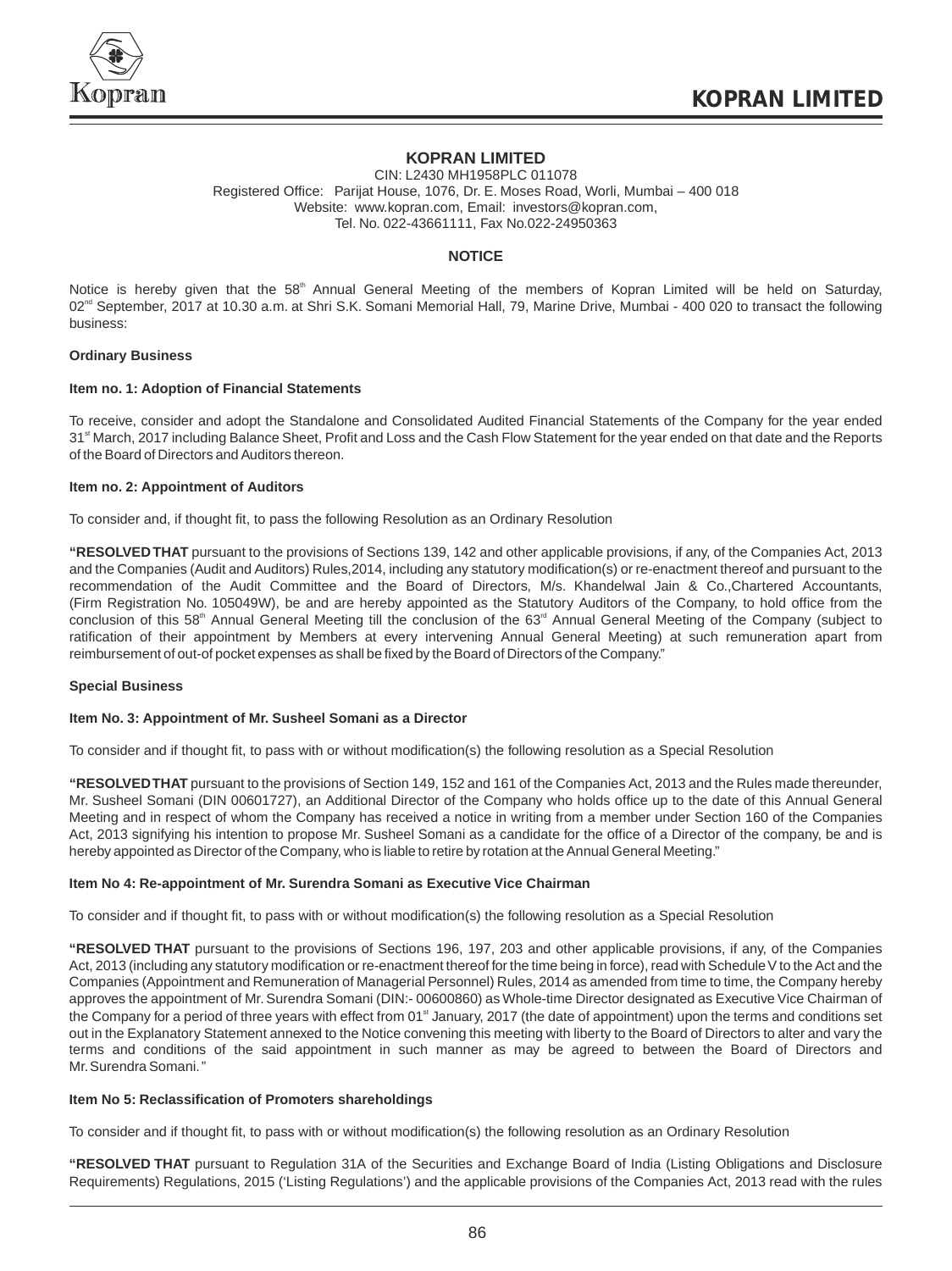# KOPRAN LIMITED

CIN: L2430 MH1958PLC 011078
Registered Office: Parijat House, 1076, Dr. E. Moses Road, Worli, Mumbai – 400 018
Website: www.kopran.com, Email: investors@kopran.com,
Tel. No. 022-43661111, Fax No.022-24950363

## NOTICE

Notice is hereby given that the 58th Annual General Meeting of the members of Kopran Limited will be held on Saturday, 02nd September, 2017 at 10.30 a.m. at Shri S.K. Somani Memorial Hall, 79, Marine Drive, Mumbai - 400 020 to transact the following business:

**Ordinary Business**

**Item no. 1: Adoption of Financial Statements**

To receive, consider and adopt the Standalone and Consolidated Audited Financial Statements of the Company for the year ended 31st March, 2017 including Balance Sheet, Profit and Loss and the Cash Flow Statement for the year ended on that date and the Reports of the Board of Directors and Auditors thereon.

**Item no. 2: Appointment of Auditors**

To consider and, if thought fit, to pass the following Resolution as an Ordinary Resolution

**"RESOLVED THAT** pursuant to the provisions of Sections 139, 142 and other applicable provisions, if any, of the Companies Act, 2013 and the Companies (Audit and Auditors) Rules,2014, including any statutory modification(s) or re-enactment thereof and pursuant to the recommendation of the Audit Committee and the Board of Directors, M/s. Khandelwal Jain & Co.,Chartered Accountants, (Firm Registration No. 105049W), be and are hereby appointed as the Statutory Auditors of the Company, to hold office from the conclusion of this 58th Annual General Meeting till the conclusion of the 63rd Annual General Meeting of the Company (subject to ratification of their appointment by Members at every intervening Annual General Meeting) at such remuneration apart from reimbursement of out-of pocket expenses as shall be fixed by the Board of Directors of the Company."

**Special Business**

**Item No. 3: Appointment of Mr. Susheel Somani as a Director**

To consider and if thought fit, to pass with or without modification(s) the following resolution as a Special Resolution

**"RESOLVED THAT** pursuant to the provisions of Section 149, 152 and 161 of the Companies Act, 2013 and the Rules made thereunder, Mr. Susheel Somani (DIN 00601727), an Additional Director of the Company who holds office up to the date of this Annual General Meeting and in respect of whom the Company has received a notice in writing from a member under Section 160 of the Companies Act, 2013 signifying his intention to propose Mr. Susheel Somani as a candidate for the office of a Director of the company, be and is hereby appointed as Director of the Company, who is liable to retire by rotation at the Annual General Meeting."

**Item No 4: Re-appointment of Mr. Surendra Somani as Executive Vice Chairman**

To consider and if thought fit, to pass with or without modification(s) the following resolution as a Special Resolution

**"RESOLVED THAT** pursuant to the provisions of Sections 196, 197, 203 and other applicable provisions, if any, of the Companies Act, 2013 (including any statutory modification or re-enactment thereof for the time being in force), read with Schedule V to the Act and the Companies (Appointment and Remuneration of Managerial Personnel) Rules, 2014 as amended from time to time, the Company hereby approves the appointment of Mr. Surendra Somani (DIN:- 00600860) as Whole-time Director designated as Executive Vice Chairman of the Company for a period of three years with effect from 01st January, 2017 (the date of appointment) upon the terms and conditions set out in the Explanatory Statement annexed to the Notice convening this meeting with liberty to the Board of Directors to alter and vary the terms and conditions of the said appointment in such manner as may be agreed to between the Board of Directors and Mr. Surendra Somani."

**Item No 5: Reclassification of Promoters shareholdings**

To consider and if thought fit, to pass with or without modification(s) the following resolution as an Ordinary Resolution

**"RESOLVED THAT** pursuant to Regulation 31A of the Securities and Exchange Board of India (Listing Obligations and Disclosure Requirements) Regulations, 2015 ('Listing Regulations') and the applicable provisions of the Companies Act, 2013 read with the rules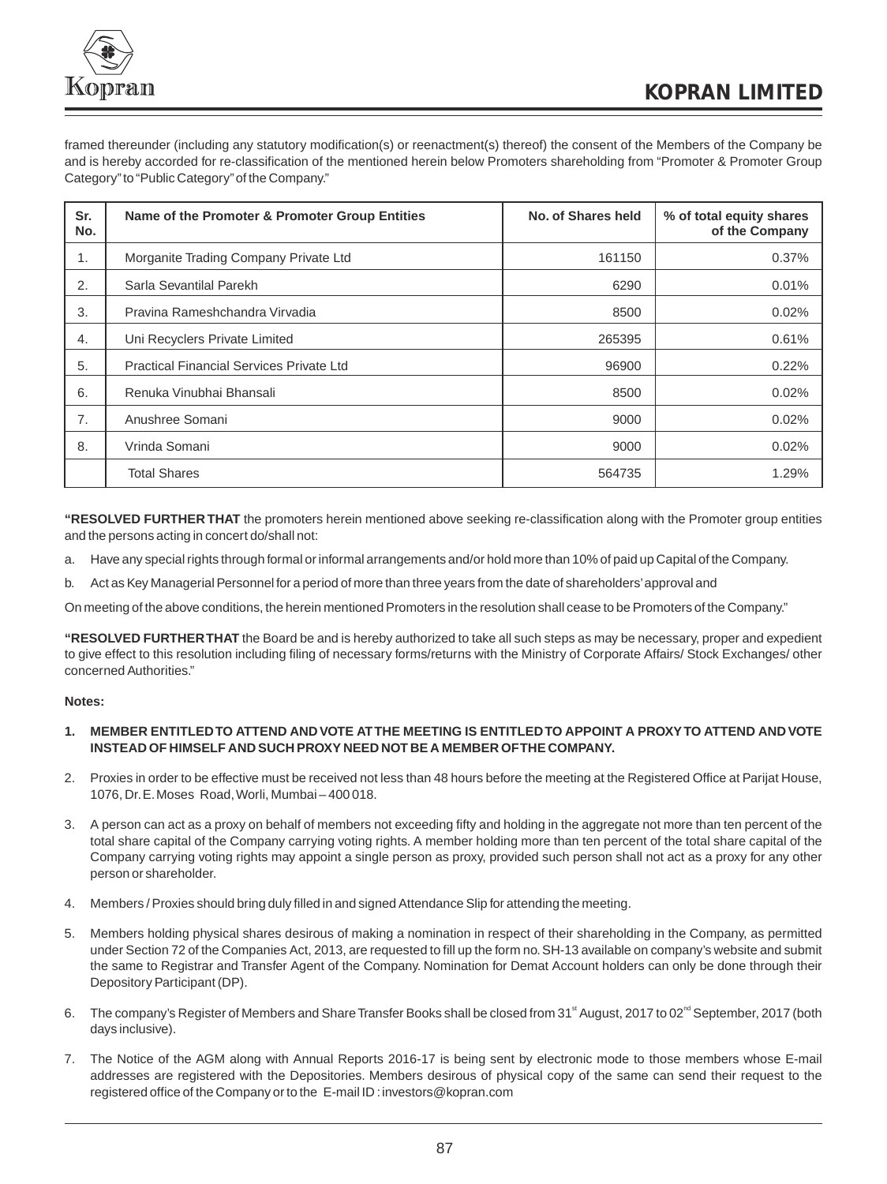framed thereunder (including any statutory modification(s) or reenactment(s) thereof) the consent of the Members of the Company be and is hereby accorded for re-classification of the mentioned herein below Promoters shareholding from "Promoter & Promoter Group Category" to "Public Category" of the Company."

| Sr. No. | Name of the Promoter & Promoter Group Entities | No. of Shares held | % of total equity shares of the Company |
|---|---|---|---|
| 1. | Morganite Trading Company Private Ltd | 161150 | 0.37% |
| 2. | Sarla Sevantilal Parekh | 6290 | 0.01% |
| 3. | Pravina Rameshchandra Virvadia | 8500 | 0.02% |
| 4. | Uni Recyclers Private Limited | 265395 | 0.61% |
| 5. | Practical Financial Services Private Ltd | 96900 | 0.22% |
| 6. | Renuka Vinubhai Bhansali | 8500 | 0.02% |
| 7. | Anushree Somani | 9000 | 0.02% |
| 8. | Vrinda Somani | 9000 | 0.02% |
| | Total Shares | 564735 | 1.29% |

**"RESOLVED FURTHER THAT** the promoters herein mentioned above seeking re-classification along with the Promoter group entities and the persons acting in concert do/shall not:

a. Have any special rights through formal or informal arrangements and/or hold more than 10% of paid up Capital of the Company.

b. Act as Key Managerial Personnel for a period of more than three years from the date of shareholders' approval and

On meeting of the above conditions, the herein mentioned Promoters in the resolution shall cease to be Promoters of the Company."

**"RESOLVED FURTHER THAT** the Board be and is hereby authorized to take all such steps as may be necessary, proper and expedient to give effect to this resolution including filing of necessary forms/returns with the Ministry of Corporate Affairs/ Stock Exchanges/ other concerned Authorities."

**Notes:**

1. **MEMBER ENTITLED TO ATTEND AND VOTE AT THE MEETING IS ENTITLED TO APPOINT A PROXY TO ATTEND AND VOTE INSTEAD OF HIMSELF AND SUCH PROXY NEED NOT BE A MEMBER OF THE COMPANY.**
2. Proxies in order to be effective must be received not less than 48 hours before the meeting at the Registered Office at Parijat House, 1076, Dr. E. Moses Road, Worli, Mumbai – 400 018.
3. A person can act as a proxy on behalf of members not exceeding fifty and holding in the aggregate not more than ten percent of the total share capital of the Company carrying voting rights. A member holding more than ten percent of the total share capital of the Company carrying voting rights may appoint a single person as proxy, provided such person shall not act as a proxy for any other person or shareholder.
4. Members / Proxies should bring duly filled in and signed Attendance Slip for attending the meeting.
5. Members holding physical shares desirous of making a nomination in respect of their shareholding in the Company, as permitted under Section 72 of the Companies Act, 2013, are requested to fill up the form no. SH-13 available on company's website and submit the same to Registrar and Transfer Agent of the Company. Nomination for Demat Account holders can only be done through their Depository Participant (DP).
6. The company's Register of Members and Share Transfer Books shall be closed from 31st August, 2017 to 02nd September, 2017 (both days inclusive).
7. The Notice of the AGM along with Annual Reports 2016-17 is being sent by electronic mode to those members whose E-mail addresses are registered with the Depositories. Members desirous of physical copy of the same can send their request to the registered office of the Company or to the E-mail ID : investors@kopran.com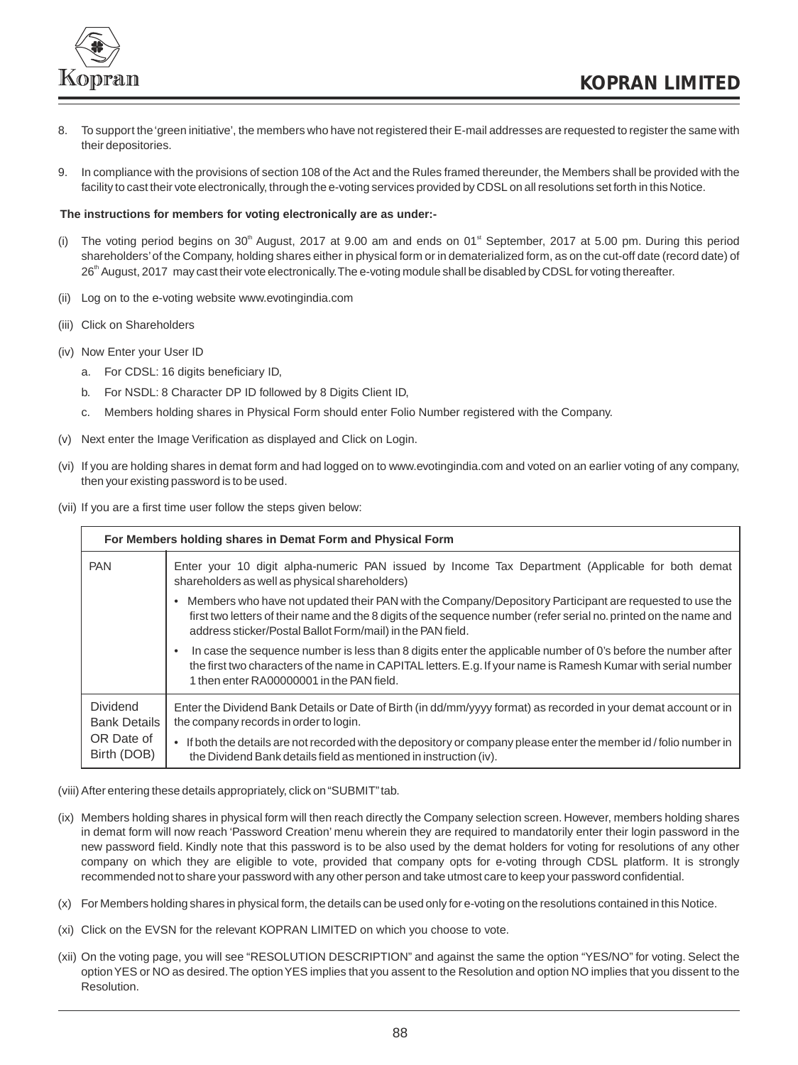8. To support the 'green initiative', the members who have not registered their E-mail addresses are requested to register the same with their depositories.

9. In compliance with the provisions of section 108 of the Act and the Rules framed thereunder, the Members shall be provided with the facility to cast their vote electronically, through the e-voting services provided by CDSL on all resolutions set forth in this Notice.

**The instructions for members for voting electronically are as under:-**

(i) The voting period begins on 30th August, 2017 at 9.00 am and ends on 01st September, 2017 at 5.00 pm. During this period shareholders' of the Company, holding shares either in physical form or in dematerialized form, as on the cut-off date (record date) of 26th August, 2017 may cast their vote electronically. The e-voting module shall be disabled by CDSL for voting thereafter.

(ii) Log on to the e-voting website www.evotingindia.com

(iii) Click on Shareholders

(iv) Now Enter your User ID

   a. For CDSL: 16 digits beneficiary ID,

   b. For NSDL: 8 Character DP ID followed by 8 Digits Client ID,

   c. Members holding shares in Physical Form should enter Folio Number registered with the Company.

(v) Next enter the Image Verification as displayed and Click on Login.

(vi) If you are holding shares in demat form and had logged on to www.evotingindia.com and voted on an earlier voting of any company, then your existing password is to be used.

(vii) If you are a first time user follow the steps given below:

| For Members holding shares in Demat Form and Physical Form | |
|---|---|
| PAN | Enter your 10 digit alpha-numeric PAN issued by Income Tax Department (Applicable for both demat shareholders as well as physical shareholders)<br>• Members who have not updated their PAN with the Company/Depository Participant are requested to use the first two letters of their name and the 8 digits of the sequence number (refer serial no. printed on the name and address sticker/Postal Ballot Form/mail) in the PAN field.<br>• In case the sequence number is less than 8 digits enter the applicable number of 0's before the number after the first two characters of the name in CAPITAL letters. E.g. If your name is Ramesh Kumar with serial number 1 then enter RA00000001 in the PAN field. |
| Dividend Bank Details OR Date of Birth (DOB) | Enter the Dividend Bank Details or Date of Birth (in dd/mm/yyyy format) as recorded in your demat account or in the company records in order to login.<br>• If both the details are not recorded with the depository or company please enter the member id / folio number in the Dividend Bank details field as mentioned in instruction (iv). |

(viii) After entering these details appropriately, click on "SUBMIT" tab.

(ix) Members holding shares in physical form will then reach directly the Company selection screen. However, members holding shares in demat form will now reach 'Password Creation' menu wherein they are required to mandatorily enter their login password in the new password field. Kindly note that this password is to be also used by the demat holders for voting for resolutions of any other company on which they are eligible to vote, provided that company opts for e-voting through CDSL platform. It is strongly recommended not to share your password with any other person and take utmost care to keep your password confidential.

(x) For Members holding shares in physical form, the details can be used only for e-voting on the resolutions contained in this Notice.

(xi) Click on the EVSN for the relevant KOPRAN LIMITED on which you choose to vote.

(xii) On the voting page, you will see "RESOLUTION DESCRIPTION" and against the same the option "YES/NO" for voting. Select the option YES or NO as desired. The option YES implies that you assent to the Resolution and option NO implies that you dissent to the Resolution.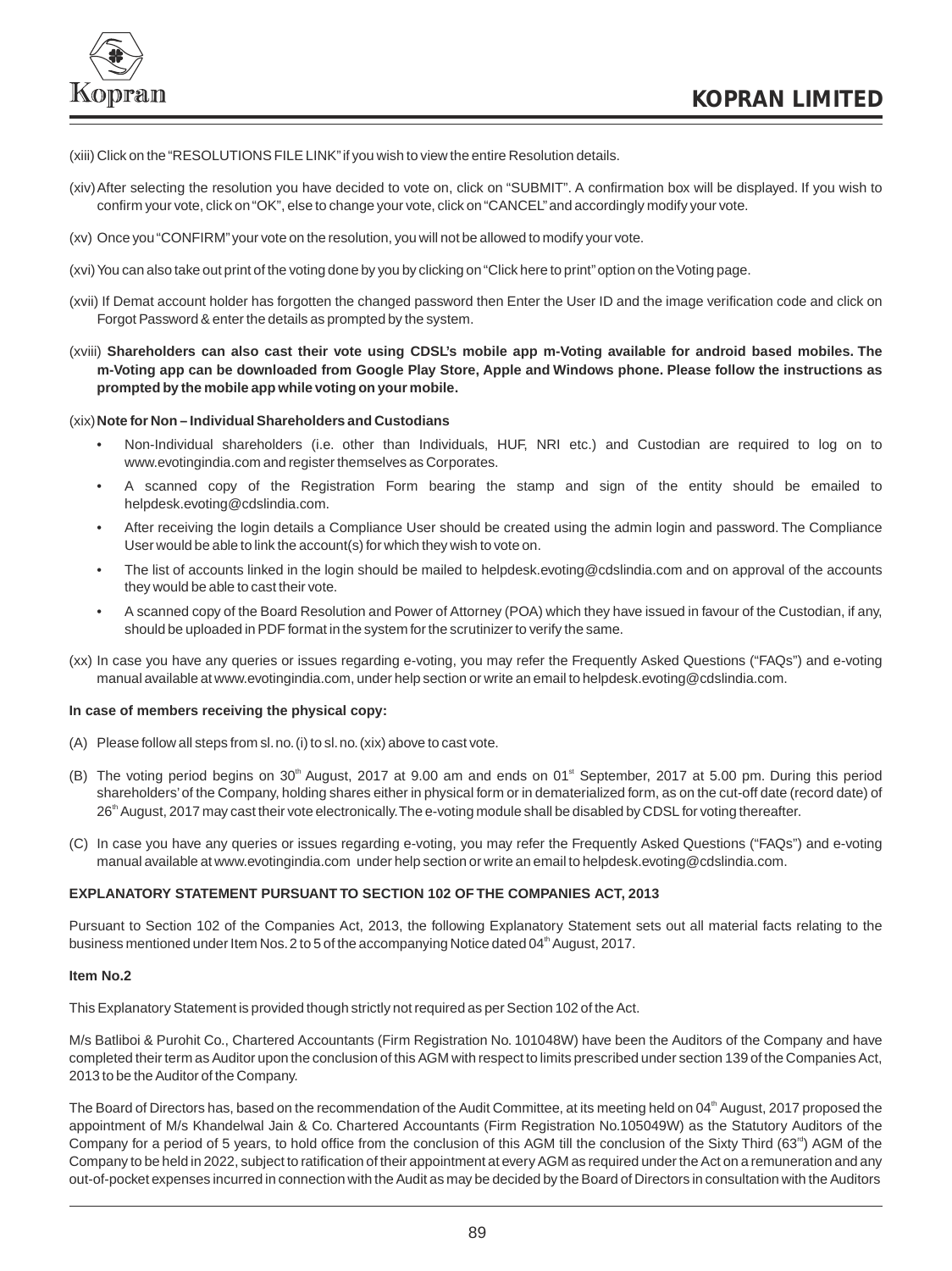(xiii) Click on the "RESOLUTIONS FILE LINK" if you wish to view the entire Resolution details.

(xiv) After selecting the resolution you have decided to vote on, click on "SUBMIT". A confirmation box will be displayed. If you wish to confirm your vote, click on "OK", else to change your vote, click on "CANCEL" and accordingly modify your vote.

(xv) Once you "CONFIRM" your vote on the resolution, you will not be allowed to modify your vote.

(xvi) You can also take out print of the voting done by you by clicking on "Click here to print" option on the Voting page.

(xvii) If Demat account holder has forgotten the changed password then Enter the User ID and the image verification code and click on Forgot Password & enter the details as prompted by the system.

(xviii) **Shareholders can also cast their vote using CDSL's mobile app m-Voting available for android based mobiles. The m-Voting app can be downloaded from Google Play Store, Apple and Windows phone. Please follow the instructions as prompted by the mobile app while voting on your mobile.**

(xix) **Note for Non – Individual Shareholders and Custodians**

- Non-Individual shareholders (i.e. other than Individuals, HUF, NRI etc.) and Custodian are required to log on to www.evotingindia.com and register themselves as Corporates.
- A scanned copy of the Registration Form bearing the stamp and sign of the entity should be emailed to helpdesk.evoting@cdslindia.com.
- After receiving the login details a Compliance User should be created using the admin login and password. The Compliance User would be able to link the account(s) for which they wish to vote on.
- The list of accounts linked in the login should be mailed to helpdesk.evoting@cdslindia.com and on approval of the accounts they would be able to cast their vote.
- A scanned copy of the Board Resolution and Power of Attorney (POA) which they have issued in favour of the Custodian, if any, should be uploaded in PDF format in the system for the scrutinizer to verify the same.

(xx) In case you have any queries or issues regarding e-voting, you may refer the Frequently Asked Questions ("FAQs") and e-voting manual available at www.evotingindia.com, under help section or write an email to helpdesk.evoting@cdslindia.com.

**In case of members receiving the physical copy:**

(A) Please follow all steps from sl. no. (i) to sl. no. (xix) above to cast vote.

(B) The voting period begins on 30th August, 2017 at 9.00 am and ends on 01st September, 2017 at 5.00 pm. During this period shareholders' of the Company, holding shares either in physical form or in dematerialized form, as on the cut-off date (record date) of 26th August, 2017 may cast their vote electronically. The e-voting module shall be disabled by CDSL for voting thereafter.

(C) In case you have any queries or issues regarding e-voting, you may refer the Frequently Asked Questions ("FAQs") and e-voting manual available at www.evotingindia.com under help section or write an email to helpdesk.evoting@cdslindia.com.

**EXPLANATORY STATEMENT PURSUANT TO SECTION 102 OF THE COMPANIES ACT, 2013**

Pursuant to Section 102 of the Companies Act, 2013, the following Explanatory Statement sets out all material facts relating to the business mentioned under Item Nos. 2 to 5 of the accompanying Notice dated 04th August, 2017.

**Item No.2**

This Explanatory Statement is provided though strictly not required as per Section 102 of the Act.

M/s Batliboi & Purohit Co., Chartered Accountants (Firm Registration No. 101048W) have been the Auditors of the Company and have completed their term as Auditor upon the conclusion of this AGM with respect to limits prescribed under section 139 of the Companies Act, 2013 to be the Auditor of the Company.

The Board of Directors has, based on the recommendation of the Audit Committee, at its meeting held on 04th August, 2017 proposed the appointment of M/s Khandelwal Jain & Co. Chartered Accountants (Firm Registration No.105049W) as the Statutory Auditors of the Company for a period of 5 years, to hold office from the conclusion of this AGM till the conclusion of the Sixty Third (63rd) AGM of the Company to be held in 2022, subject to ratification of their appointment at every AGM as required under the Act on a remuneration and any out-of-pocket expenses incurred in connection with the Audit as may be decided by the Board of Directors in consultation with the Auditors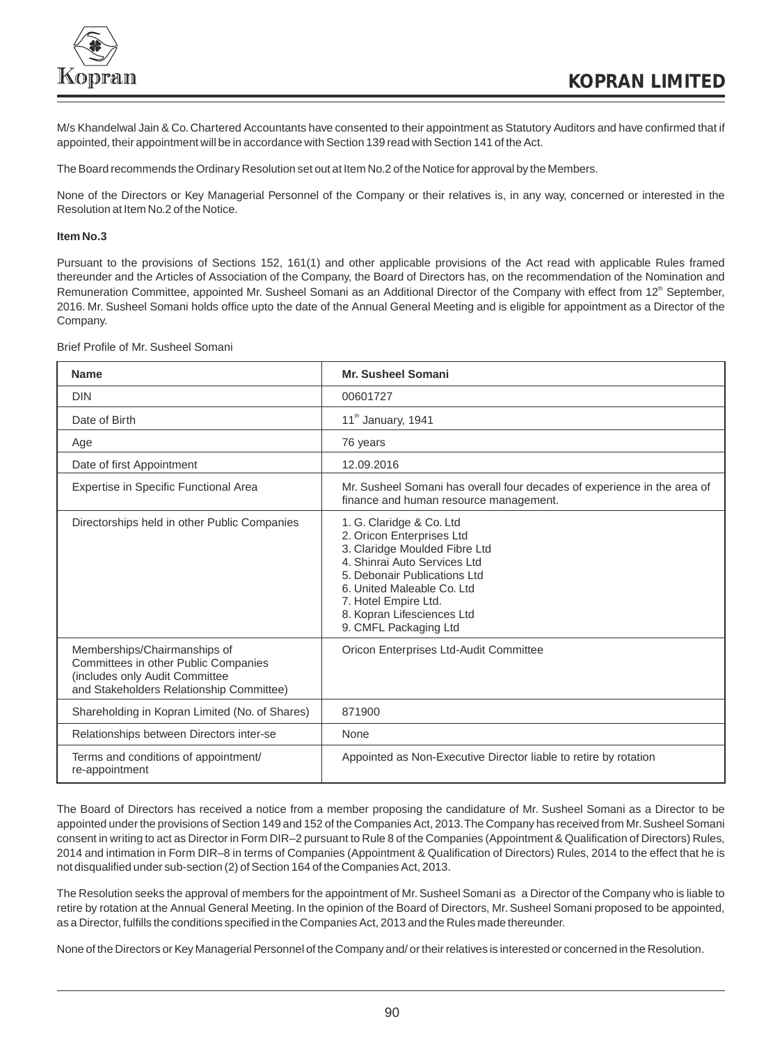M/s Khandelwal Jain & Co. Chartered Accountants have consented to their appointment as Statutory Auditors and have confirmed that if appointed, their appointment will be in accordance with Section 139 read with Section 141 of the Act.

The Board recommends the Ordinary Resolution set out at Item No.2 of the Notice for approval by the Members.

None of the Directors or Key Managerial Personnel of the Company or their relatives is, in any way, concerned or interested in the Resolution at Item No.2 of the Notice.

**Item No.3**

Pursuant to the provisions of Sections 152, 161(1) and other applicable provisions of the Act read with applicable Rules framed thereunder and the Articles of Association of the Company, the Board of Directors has, on the recommendation of the Nomination and Remuneration Committee, appointed Mr. Susheel Somani as an Additional Director of the Company with effect from 12th September, 2016. Mr. Susheel Somani holds office upto the date of the Annual General Meeting and is eligible for appointment as a Director of the Company.

Brief Profile of Mr. Susheel Somani

| Name | Mr. Susheel Somani |
|---|---|
| DIN | 00601727 |
| Date of Birth | 11th January, 1941 |
| Age | 76 years |
| Date of first Appointment | 12.09.2016 |
| Expertise in Specific Functional Area | Mr. Susheel Somani has overall four decades of experience in the area of finance and human resource management. |
| Directorships held in other Public Companies | 1. G. Claridge & Co. Ltd<br>2. Oricon Enterprises Ltd<br>3. Claridge Moulded Fibre Ltd<br>4. Shinrai Auto Services Ltd<br>5. Debonair Publications Ltd<br>6. United Maleable Co. Ltd<br>7. Hotel Empire Ltd.<br>8. Kopran Lifesciences Ltd<br>9. CMFL Packaging Ltd |
| Memberships/Chairmanships of Committees in other Public Companies (includes only Audit Committee and Stakeholders Relationship Committee) | Oricon Enterprises Ltd-Audit Committee |
| Shareholding in Kopran Limited (No. of Shares) | 871900 |
| Relationships between Directors inter-se | None |
| Terms and conditions of appointment/ re-appointment | Appointed as Non-Executive Director liable to retire by rotation |

The Board of Directors has received a notice from a member proposing the candidature of Mr. Susheel Somani as a Director to be appointed under the provisions of Section 149 and 152 of the Companies Act, 2013. The Company has received from Mr. Susheel Somani consent in writing to act as Director in Form DIR–2 pursuant to Rule 8 of the Companies (Appointment & Qualification of Directors) Rules, 2014 and intimation in Form DIR–8 in terms of Companies (Appointment & Qualification of Directors) Rules, 2014 to the effect that he is not disqualified under sub-section (2) of Section 164 of the Companies Act, 2013.

The Resolution seeks the approval of members for the appointment of Mr. Susheel Somani as a Director of the Company who is liable to retire by rotation at the Annual General Meeting. In the opinion of the Board of Directors, Mr. Susheel Somani proposed to be appointed, as a Director, fulfills the conditions specified in the Companies Act, 2013 and the Rules made thereunder.

None of the Directors or Key Managerial Personnel of the Company and/ or their relatives is interested or concerned in the Resolution.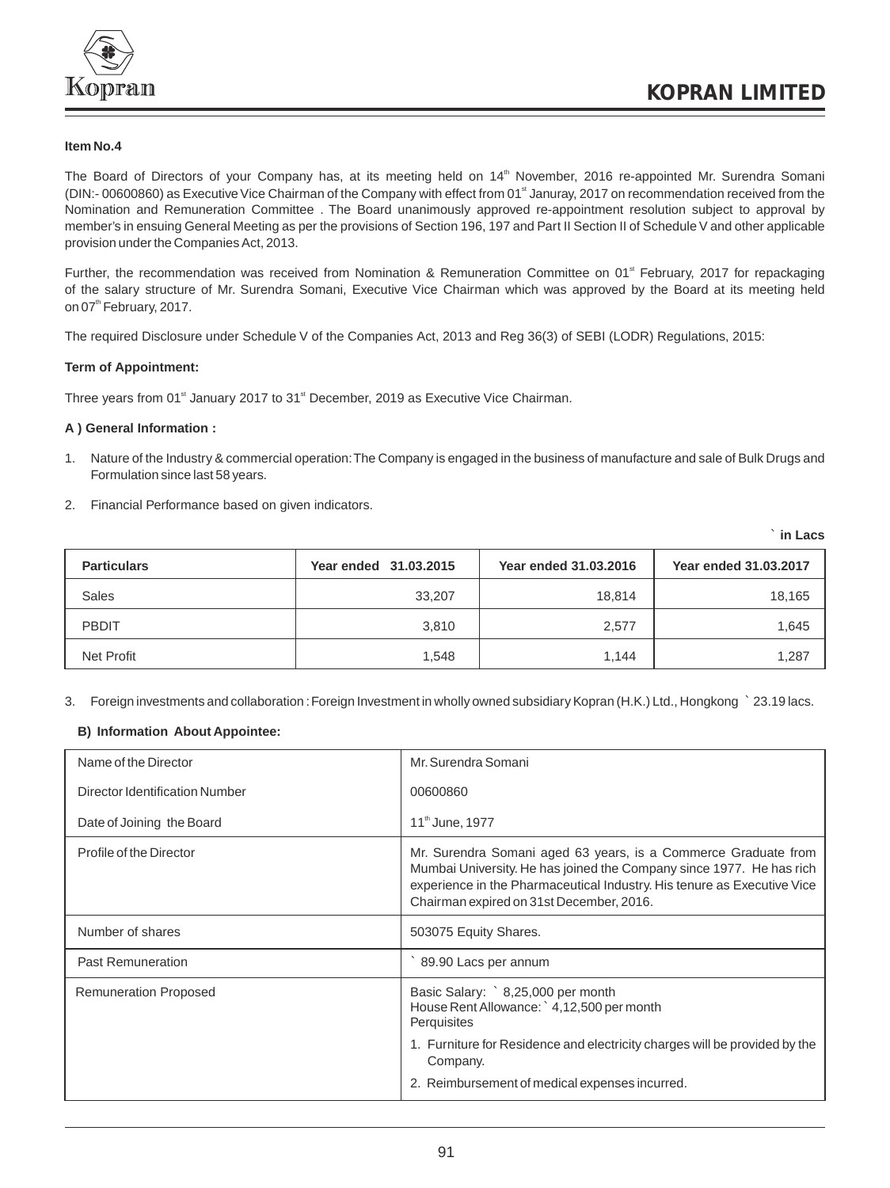**Item No.4**

The Board of Directors of your Company has, at its meeting held on 14th November, 2016 re-appointed Mr. Surendra Somani (DIN:- 00600860) as Executive Vice Chairman of the Company with effect from 01st Januray, 2017 on recommendation received from the Nomination and Remuneration Committee . The Board unanimously approved re-appointment resolution subject to approval by member's in ensuing General Meeting as per the provisions of Section 196, 197 and Part II Section II of Schedule V and other applicable provision under the Companies Act, 2013.

Further, the recommendation was received from Nomination & Remuneration Committee on 01st February, 2017 for repackaging of the salary structure of Mr. Surendra Somani, Executive Vice Chairman which was approved by the Board at its meeting held on 07th February, 2017.

The required Disclosure under Schedule V of the Companies Act, 2013 and Reg 36(3) of SEBI (LODR) Regulations, 2015:

**Term of Appointment:**

Three years from 01st January 2017 to 31st December, 2019 as Executive Vice Chairman.

**A ) General Information :**

1. Nature of the Industry & commercial operation: The Company is engaged in the business of manufacture and sale of Bulk Drugs and Formulation since last 58 years.
2. Financial Performance based on given indicators.

**` in Lacs**

| Particulars | Year ended 31.03.2015 | Year ended 31.03.2016 | Year ended 31.03.2017 |
|---|---|---|---|
| Sales | 33,207 | 18,814 | 18,165 |
| PBDIT | 3,810 | 2,577 | 1,645 |
| Net Profit | 1,548 | 1,144 | 1,287 |

3. Foreign investments and collaboration : Foreign Investment in wholly owned subsidiary Kopran (H.K.) Ltd., Hongkong ` 23.19 lacs.

**B) Information About Appointee:**

| Name of the Director | Mr. Surendra Somani |
|---|---|
| Director Identification Number | 00600860 |
| Date of Joining the Board | 11th June, 1977 |
| Profile of the Director | Mr. Surendra Somani aged 63 years, is a Commerce Graduate from Mumbai University. He has joined the Company since 1977. He has rich experience in the Pharmaceutical Industry. His tenure as Executive Vice Chairman expired on 31st December, 2016. |
| Number of shares | 503075 Equity Shares. |
| Past Remuneration | ` 89.90 Lacs per annum |
| Remuneration Proposed | Basic Salary: ` 8,25,000 per month<br>House Rent Allowance: ` 4,12,500 per month<br>Perquisites<br>1. Furniture for Residence and electricity charges will be provided by the Company.<br>2. Reimbursement of medical expenses incurred. |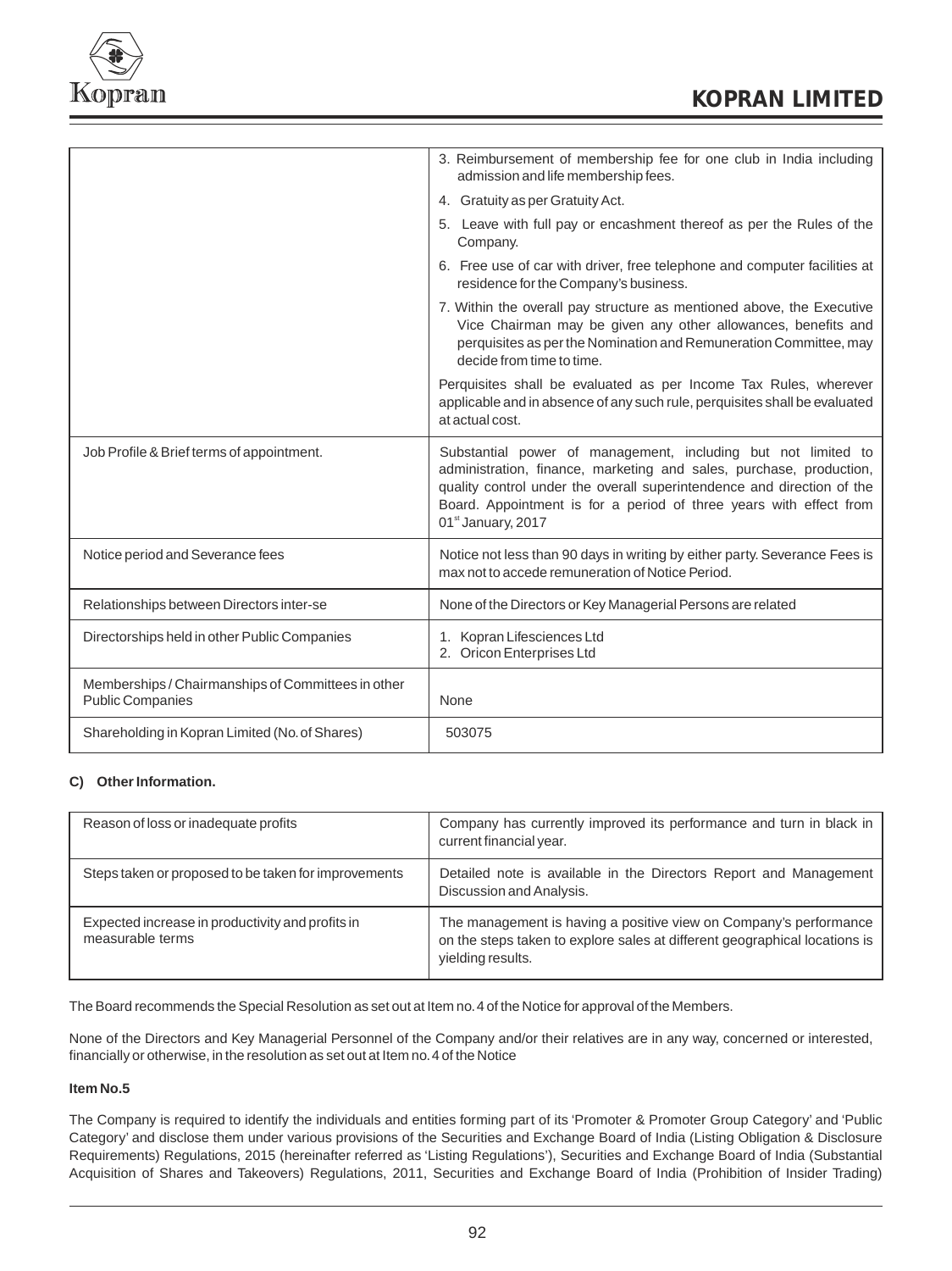| | |
|---|---|
| | 3. Reimbursement of membership fee for one club in India including admission and life membership fees.<br>4. Gratuity as per Gratuity Act.<br>5. Leave with full pay or encashment thereof as per the Rules of the Company.<br>6. Free use of car with driver, free telephone and computer facilities at residence for the Company's business.<br>7. Within the overall pay structure as mentioned above, the Executive Vice Chairman may be given any other allowances, benefits and perquisites as per the Nomination and Remuneration Committee, may decide from time to time.<br>Perquisites shall be evaluated as per Income Tax Rules, wherever applicable and in absence of any such rule, perquisites shall be evaluated at actual cost. |
| Job Profile & Brief terms of appointment. | Substantial power of management, including but not limited to administration, finance, marketing and sales, purchase, production, quality control under the overall superintendence and direction of the Board. Appointment is for a period of three years with effect from 01st January, 2017 |
| Notice period and Severance fees | Notice not less than 90 days in writing by either party. Severance Fees is max not to accede remuneration of Notice Period. |
| Relationships between Directors inter-se | None of the Directors or Key Managerial Persons are related |
| Directorships held in other Public Companies | 1. Kopran Lifesciences Ltd<br>2. Oricon Enterprises Ltd |
| Memberships / Chairmanships of Committees in other Public Companies | None |
| Shareholding in Kopran Limited (No. of Shares) | 503075 |

**C) Other Information.**

| | |
|---|---|
| Reason of loss or inadequate profits | Company has currently improved its performance and turn in black in current financial year. |
| Steps taken or proposed to be taken for improvements | Detailed note is available in the Directors Report and Management Discussion and Analysis. |
| Expected increase in productivity and profits in measurable terms | The management is having a positive view on Company's performance on the steps taken to explore sales at different geographical locations is yielding results. |

The Board recommends the Special Resolution as set out at Item no. 4 of the Notice for approval of the Members.

None of the Directors and Key Managerial Personnel of the Company and/or their relatives are in any way, concerned or interested, financially or otherwise, in the resolution as set out at Item no. 4 of the Notice

**Item No.5**

The Company is required to identify the individuals and entities forming part of its 'Promoter & Promoter Group Category' and 'Public Category' and disclose them under various provisions of the Securities and Exchange Board of India (Listing Obligation & Disclosure Requirements) Regulations, 2015 (hereinafter referred as 'Listing Regulations'), Securities and Exchange Board of India (Substantial Acquisition of Shares and Takeovers) Regulations, 2011, Securities and Exchange Board of India (Prohibition of Insider Trading)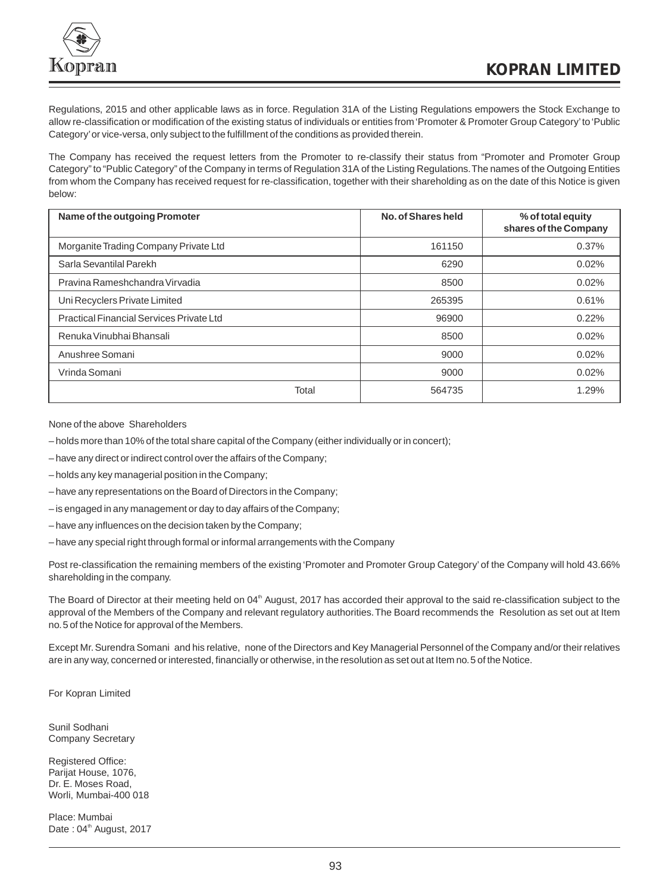Regulations, 2015 and other applicable laws as in force. Regulation 31A of the Listing Regulations empowers the Stock Exchange to allow re-classification or modification of the existing status of individuals or entities from 'Promoter & Promoter Group Category' to 'Public Category' or vice-versa, only subject to the fulfillment of the conditions as provided therein.

The Company has received the request letters from the Promoter to re-classify their status from "Promoter and Promoter Group Category" to "Public Category" of the Company in terms of Regulation 31A of the Listing Regulations. The names of the Outgoing Entities from whom the Company has received request for re-classification, together with their shareholding as on the date of this Notice is given below:

| Name of the outgoing Promoter | No. of Shares held | % of total equity shares of the Company |
|---|---|---|
| Morganite Trading Company Private Ltd | 161150 | 0.37% |
| Sarla Sevantilal Parekh | 6290 | 0.02% |
| Pravina Rameshchandra Virvadia | 8500 | 0.02% |
| Uni Recyclers Private Limited | 265395 | 0.61% |
| Practical Financial Services Private Ltd | 96900 | 0.22% |
| Renuka Vinubhai Bhansali | 8500 | 0.02% |
| Anushree Somani | 9000 | 0.02% |
| Vrinda Somani | 9000 | 0.02% |
| Total | 564735 | 1.29% |

None of the above Shareholders

– holds more than 10% of the total share capital of the Company (either individually or in concert);

– have any direct or indirect control over the affairs of the Company;

– holds any key managerial position in the Company;

– have any representations on the Board of Directors in the Company;

– is engaged in any management or day to day affairs of the Company;

– have any influences on the decision taken by the Company;

– have any special right through formal or informal arrangements with the Company

Post re-classification the remaining members of the existing 'Promoter and Promoter Group Category' of the Company will hold 43.66% shareholding in the company.

The Board of Director at their meeting held on 04th August, 2017 has accorded their approval to the said re-classification subject to the approval of the Members of the Company and relevant regulatory authorities. The Board recommends the Resolution as set out at Item no. 5 of the Notice for approval of the Members.

Except Mr. Surendra Somani and his relative, none of the Directors and Key Managerial Personnel of the Company and/or their relatives are in any way, concerned or interested, financially or otherwise, in the resolution as set out at Item no. 5 of the Notice.

For Kopran Limited

Sunil Sodhani
Company Secretary

Registered Office:
Parijat House, 1076,
Dr. E. Moses Road,
Worli, Mumbai-400 018

Place: Mumbai
Date : 04th August, 2017